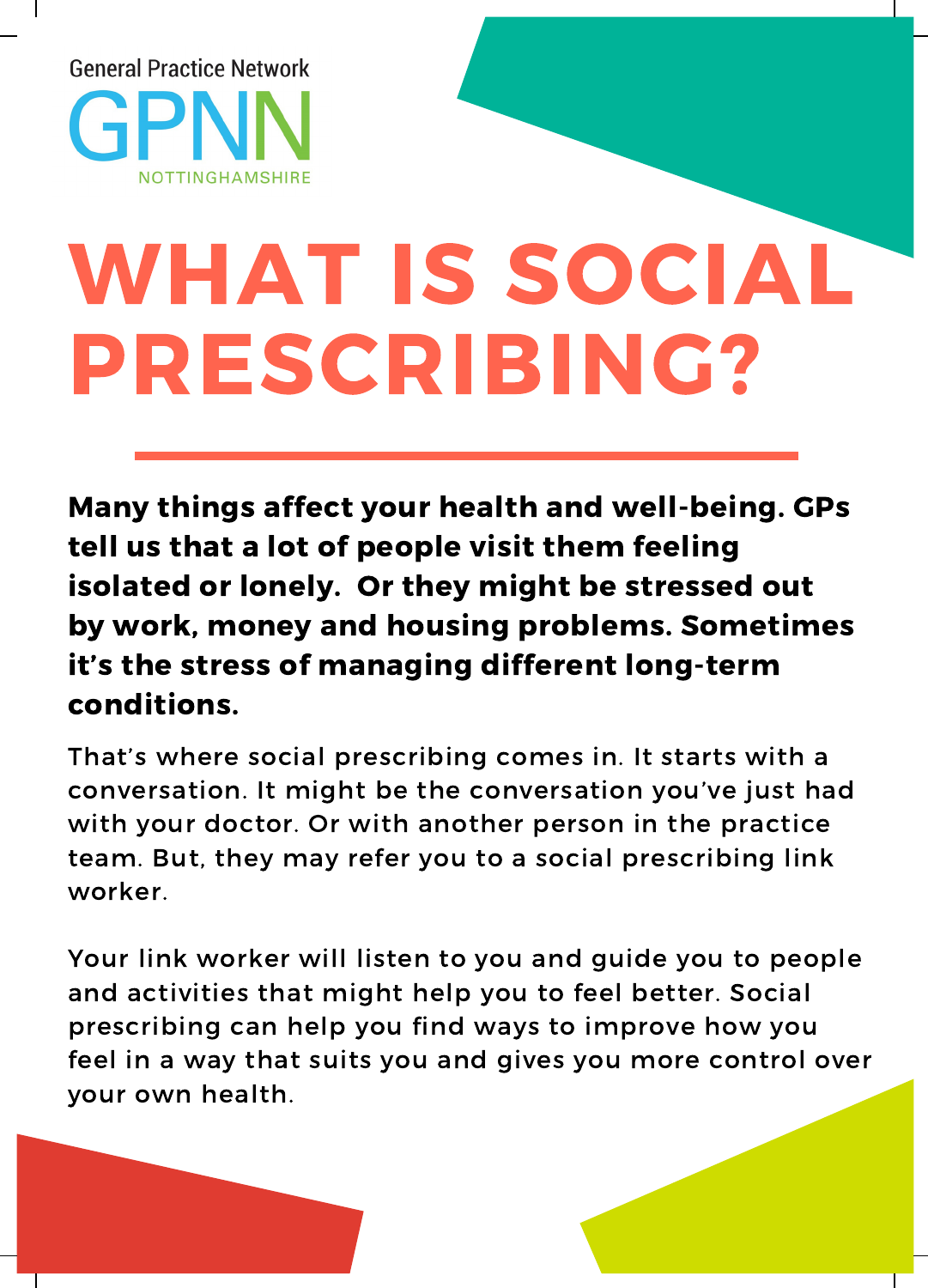General Practice Network

GPNN

NOTTINGHAMSHIRE

# WHAT IS SOCIAL PRESCRIBING?

**Many things affect your health and well-being. GPs tell us that a lot of people visit them feeling isolated or lonely. Or they might be stressed out by work, money and housing problems. Sometimes it's the stress of managing different long-term conditions.**

That's where social prescribing comes in. It starts with a conversation. It might be the conversation you've just had with your doctor. Or with another person in the practice team. But, they may refer you to a social prescribing link worker.

Your link worker will listen to you and guide you to people and activities that might help you to feel better. Social prescribing can help you find ways to improve how you feel in a way that suits you and gives you more control over your own health.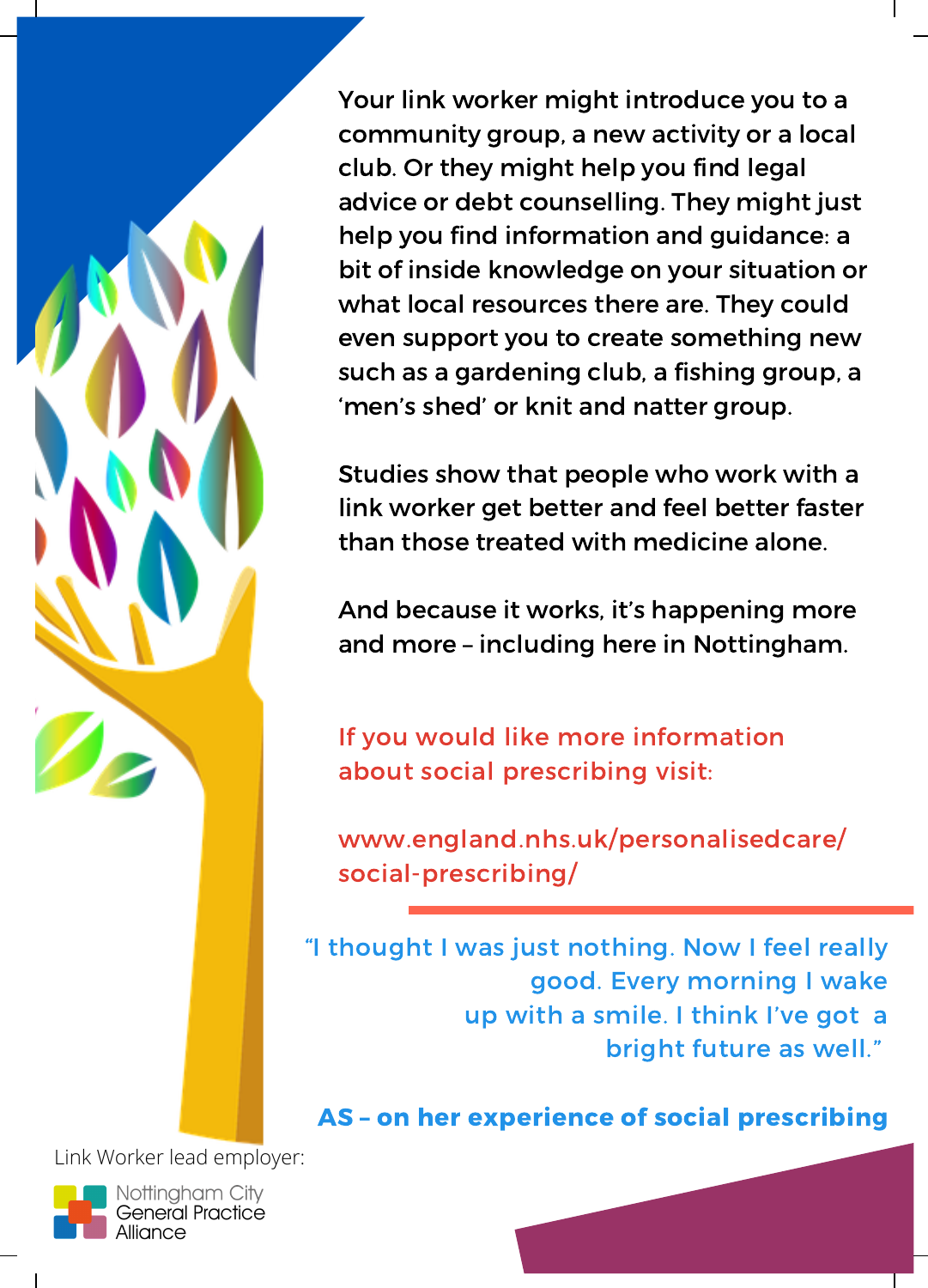Your link worker might introduce you to a community group, a new activity or a local club. Or they might help you find legal advice or debt counselling. They might just help you find information and guidance: a bit of inside knowledge on your situation or what local resources there are. They could even support you to create something new such as a gardening club, a fishing group, a 'men's shed' or knit and natter group.

Studies show that people who work with a link worker get better and feel better faster than those treated with medicine alone.

And because it works, it's happening more and more – including here in Nottingham.

If you would like more information about social prescribing visit:

www.england.nhs.uk/personalisedcare/social-prescribing/

"I thought I was just nothing. Now I feel really good. Every morning I wake up with a smile. I think I've got a bright future as well."

**AS – on her experience of social prescribing**

Link Worker lead employer:

Nottingham City General Practice Alliance